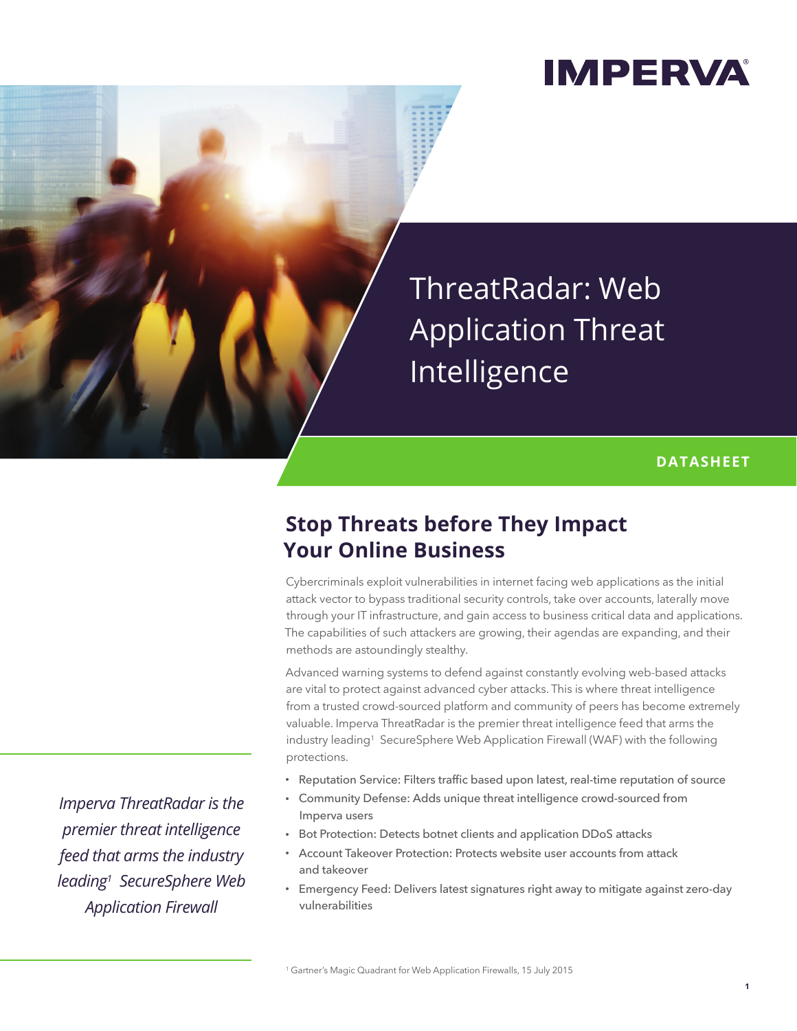IMPERVA

# ThreatRadar: Web Application Threat Intelligence

**DATASHEET**

## Stop Threats before They Impact Your Online Business

Cybercriminals exploit vulnerabilities in internet facing web applications as the initial attack vector to bypass traditional security controls, take over accounts, laterally move through your IT infrastructure, and gain access to business critical data and applications. The capabilities of such attackers are growing, their agendas are expanding, and their methods are astoundingly stealthy.

Advanced warning systems to defend against constantly evolving web-based attacks are vital to protect against advanced cyber attacks. This is where threat intelligence from a trusted crowd-sourced platform and community of peers has become extremely valuable. Imperva ThreatRadar is the premier threat intelligence feed that arms the industry leading[1] SecureSphere Web Application Firewall (WAF) with the following protections.

- Reputation Service: Filters traffic based upon latest, real-time reputation of source
- Community Defense: Adds unique threat intelligence crowd-sourced from Imperva users
- Bot Protection: Detects botnet clients and application DDoS attacks
- Account Takeover Protection: Protects website user accounts from attack and takeover
- Emergency Feed: Delivers latest signatures right away to mitigate against zero-day vulnerabilities

*Imperva ThreatRadar is the premier threat intelligence feed that arms the industry leading[1] SecureSphere Web Application Firewall*

[1] Gartner's Magic Quadrant for Web Application Firewalls, 15 July 2015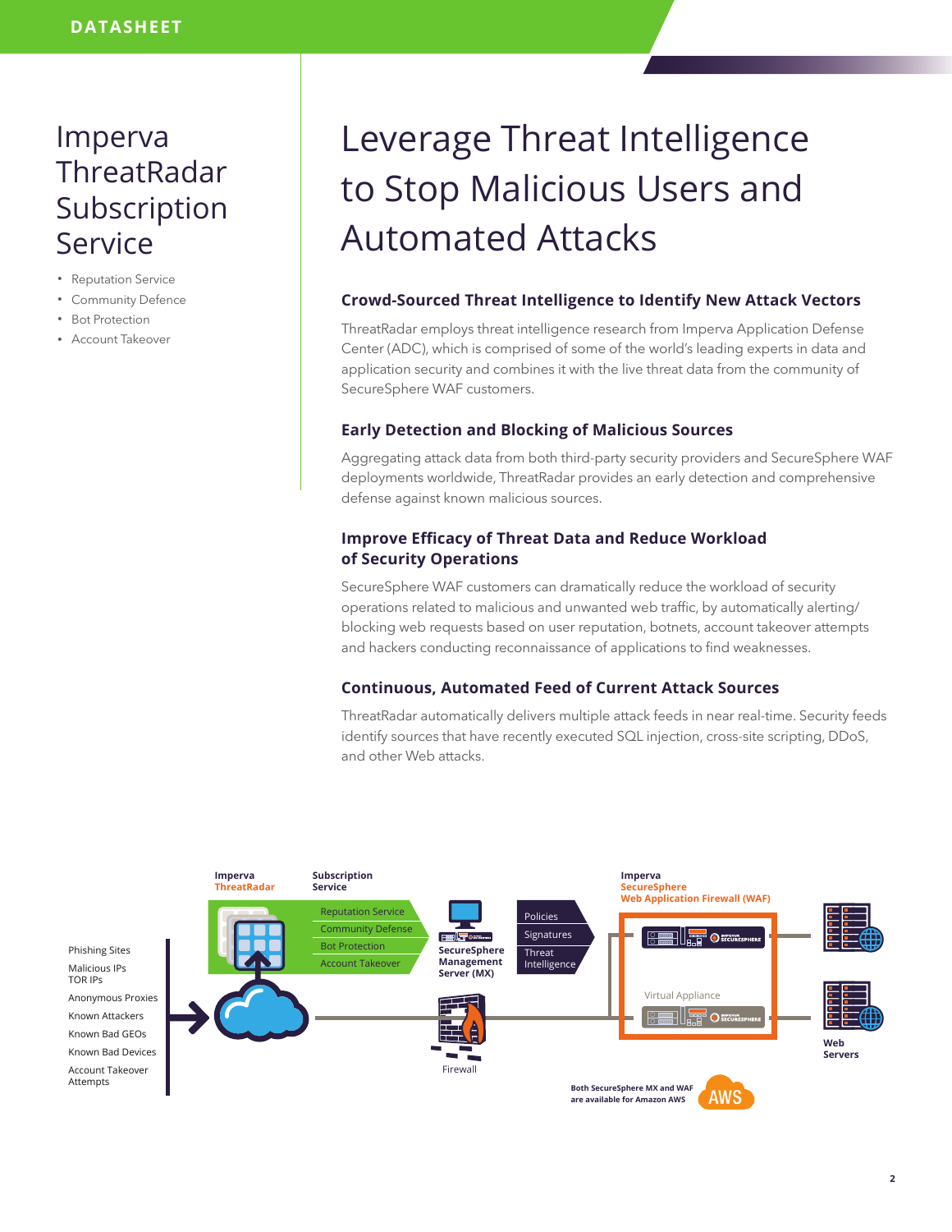# Imperva ThreatRadar Subscription Service

- Reputation Service
- Community Defence
- Bot Protection
- Account Takeover

# Leverage Threat Intelligence to Stop Malicious Users and Automated Attacks

## Crowd-Sourced Threat Intelligence to Identify New Attack Vectors

ThreatRadar employs threat intelligence research from Imperva Application Defense Center (ADC), which is comprised of some of the world's leading experts in data and application security and combines it with the live threat data from the community of SecureSphere WAF customers.

## Early Detection and Blocking of Malicious Sources

Aggregating attack data from both third-party security providers and SecureSphere WAF deployments worldwide, ThreatRadar provides an early detection and comprehensive defense against known malicious sources.

## Improve Efficacy of Threat Data and Reduce Workload of Security Operations

SecureSphere WAF customers can dramatically reduce the workload of security operations related to malicious and unwanted web traffic, by automatically alerting/blocking web requests based on user reputation, botnets, account takeover attempts and hackers conducting reconnaissance of applications to find weaknesses.

## Continuous, Automated Feed of Current Attack Sources

ThreatRadar automatically delivers multiple attack feeds in near real-time. Security feeds identify sources that have recently executed SQL injection, cross-site scripting, DDoS, and other Web attacks.

Phishing Sites
Malicious IPs
TOR IPs
Anonymous Proxies
Known Attackers
Known Bad GEOs
Known Bad Devices
Account Takeover Attempts

Imperva ThreatRadar

Subscription Service
- Reputation Service
- Community Defense
- Bot Protection
- Account Takeover

SecureSphere Management Server (MX)

Policies
Signatures
Threat Intelligence

Firewall

Imperva SecureSphere Web Application Firewall (WAF)

Virtual Appliance

Web Servers

Both SecureSphere MX and WAF are available for Amazon AWS

AWS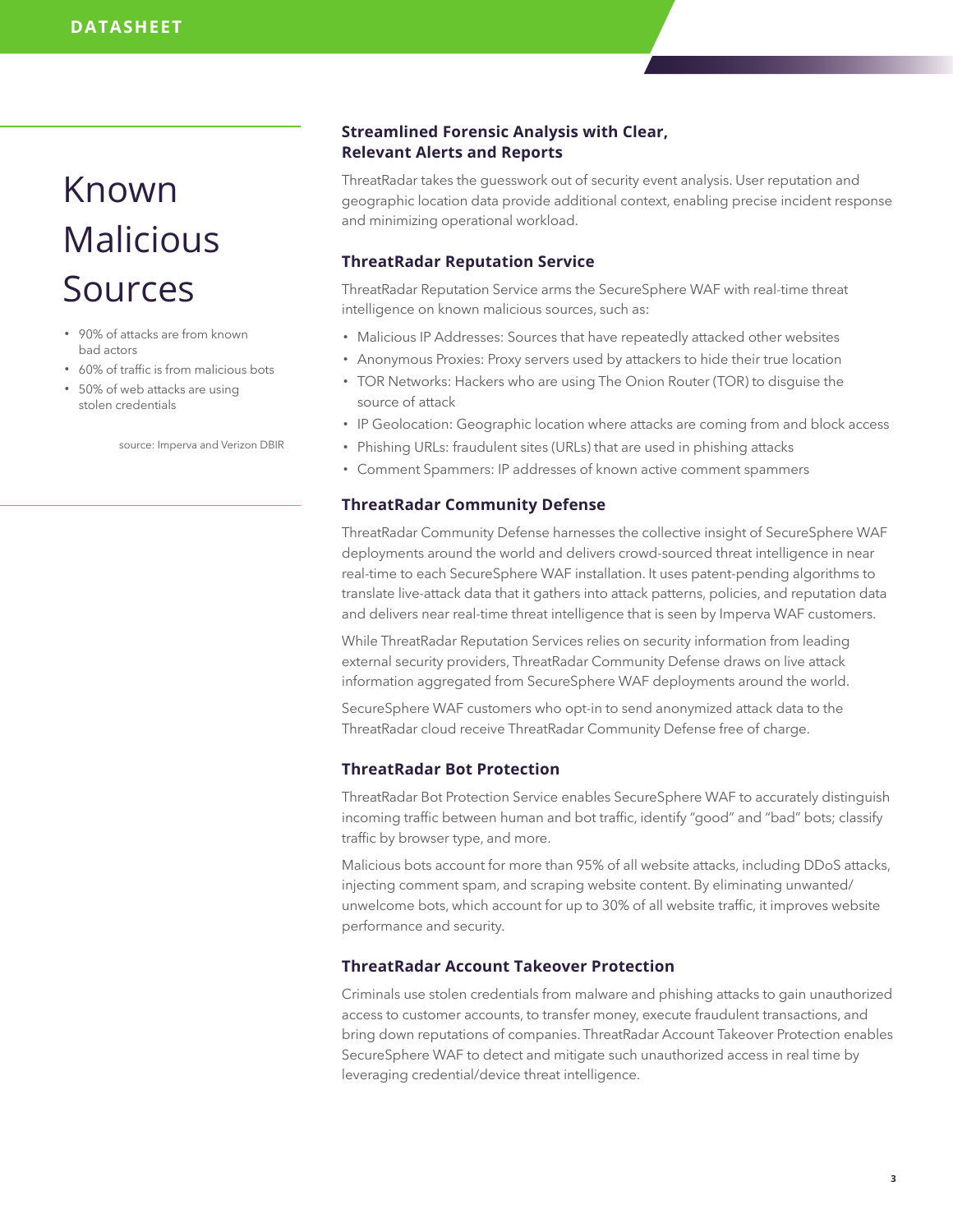## Known Malicious Sources

- 90% of attacks are from known bad actors
- 60% of traffic is from malicious bots
- 50% of web attacks are using stolen credentials

source: Imperva and Verizon DBIR

### Streamlined Forensic Analysis with Clear, Relevant Alerts and Reports

ThreatRadar takes the guesswork out of security event analysis. User reputation and geographic location data provide additional context, enabling precise incident response and minimizing operational workload.

### ThreatRadar Reputation Service

ThreatRadar Reputation Service arms the SecureSphere WAF with real-time threat intelligence on known malicious sources, such as:

- Malicious IP Addresses: Sources that have repeatedly attacked other websites
- Anonymous Proxies: Proxy servers used by attackers to hide their true location
- TOR Networks: Hackers who are using The Onion Router (TOR) to disguise the source of attack
- IP Geolocation: Geographic location where attacks are coming from and block access
- Phishing URLs: fraudulent sites (URLs) that are used in phishing attacks
- Comment Spammers: IP addresses of known active comment spammers

### ThreatRadar Community Defense

ThreatRadar Community Defense harnesses the collective insight of SecureSphere WAF deployments around the world and delivers crowd-sourced threat intelligence in near real-time to each SecureSphere WAF installation. It uses patent-pending algorithms to translate live-attack data that it gathers into attack patterns, policies, and reputation data and delivers near real-time threat intelligence that is seen by Imperva WAF customers.

While ThreatRadar Reputation Services relies on security information from leading external security providers, ThreatRadar Community Defense draws on live attack information aggregated from SecureSphere WAF deployments around the world.

SecureSphere WAF customers who opt-in to send anonymized attack data to the ThreatRadar cloud receive ThreatRadar Community Defense free of charge.

### ThreatRadar Bot Protection

ThreatRadar Bot Protection Service enables SecureSphere WAF to accurately distinguish incoming traffic between human and bot traffic, identify "good" and "bad" bots; classify traffic by browser type, and more.

Malicious bots account for more than 95% of all website attacks, including DDoS attacks, injecting comment spam, and scraping website content. By eliminating unwanted/unwelcome bots, which account for up to 30% of all website traffic, it improves website performance and security.

### ThreatRadar Account Takeover Protection

Criminals use stolen credentials from malware and phishing attacks to gain unauthorized access to customer accounts, to transfer money, execute fraudulent transactions, and bring down reputations of companies. ThreatRadar Account Takeover Protection enables SecureSphere WAF to detect and mitigate such unauthorized access in real time by leveraging credential/device threat intelligence.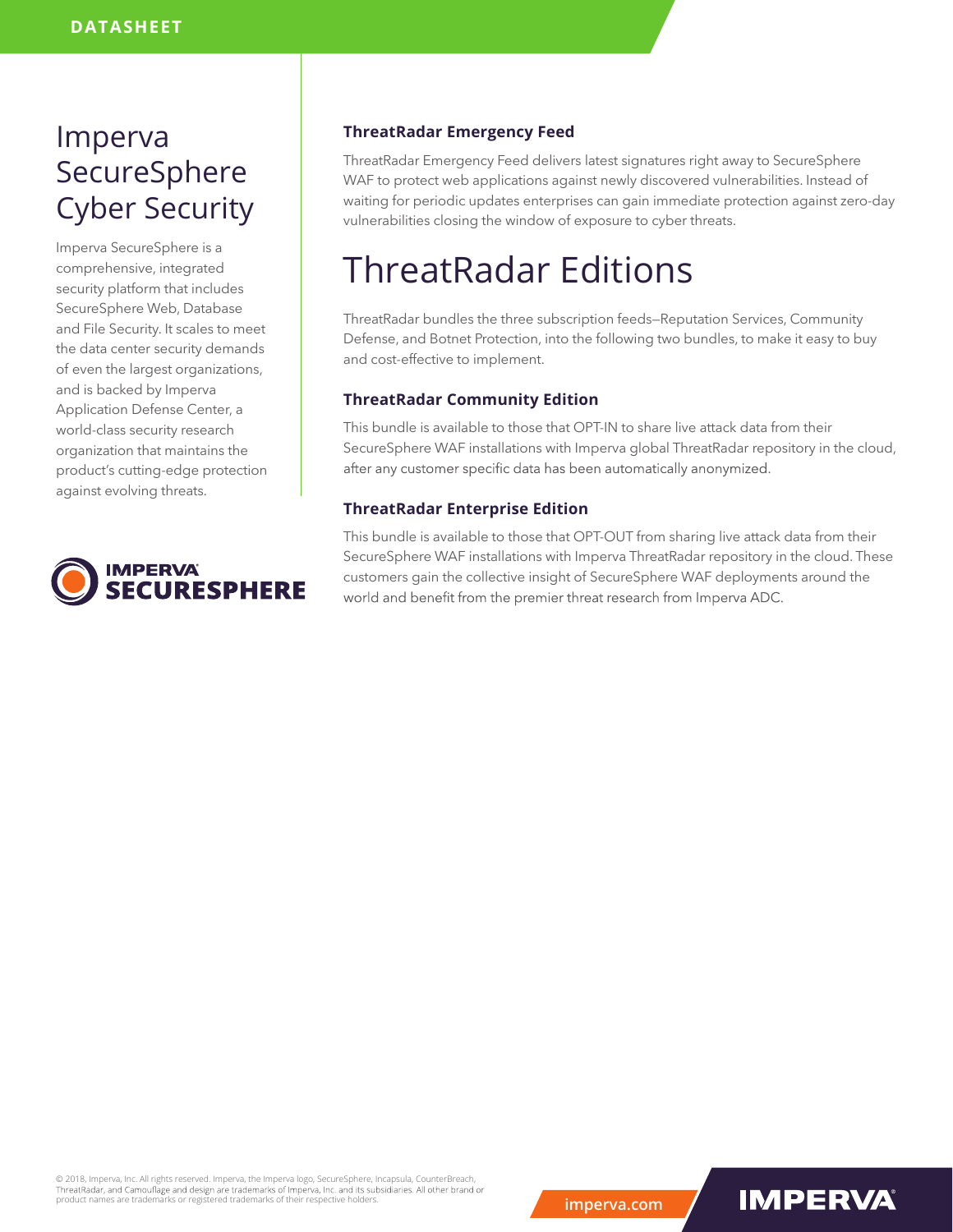# Imperva SecureSphere Cyber Security

Imperva SecureSphere is a comprehensive, integrated security platform that includes SecureSphere Web, Database and File Security. It scales to meet the data center security demands of even the largest organizations, and is backed by Imperva Application Defense Center, a world-class security research organization that maintains the product's cutting-edge protection against evolving threats.

### ThreatRadar Emergency Feed

ThreatRadar Emergency Feed delivers latest signatures right away to SecureSphere WAF to protect web applications against newly discovered vulnerabilities. Instead of waiting for periodic updates enterprises can gain immediate protection against zero-day vulnerabilities closing the window of exposure to cyber threats.

## ThreatRadar Editions

ThreatRadar bundles the three subscription feeds—Reputation Services, Community Defense, and Botnet Protection, into the following two bundles, to make it easy to buy and cost-effective to implement.

### ThreatRadar Community Edition

This bundle is available to those that OPT-IN to share live attack data from their SecureSphere WAF installations with Imperva global ThreatRadar repository in the cloud, after any customer specific data has been automatically anonymized.

### ThreatRadar Enterprise Edition

This bundle is available to those that OPT-OUT from sharing live attack data from their SecureSphere WAF installations with Imperva ThreatRadar repository in the cloud. These customers gain the collective insight of SecureSphere WAF deployments around the world and benefit from the premier threat research from Imperva ADC.

© 2018, Imperva, Inc. All rights reserved. Imperva, the Imperva logo, SecureSphere, Incapsula, CounterBreach, ThreatRadar, and Camouflage and design are trademarks of Imperva, Inc. and its subsidiaries. All other brand or product names are trademarks or registered trademarks of their respective holders.

imperva.com